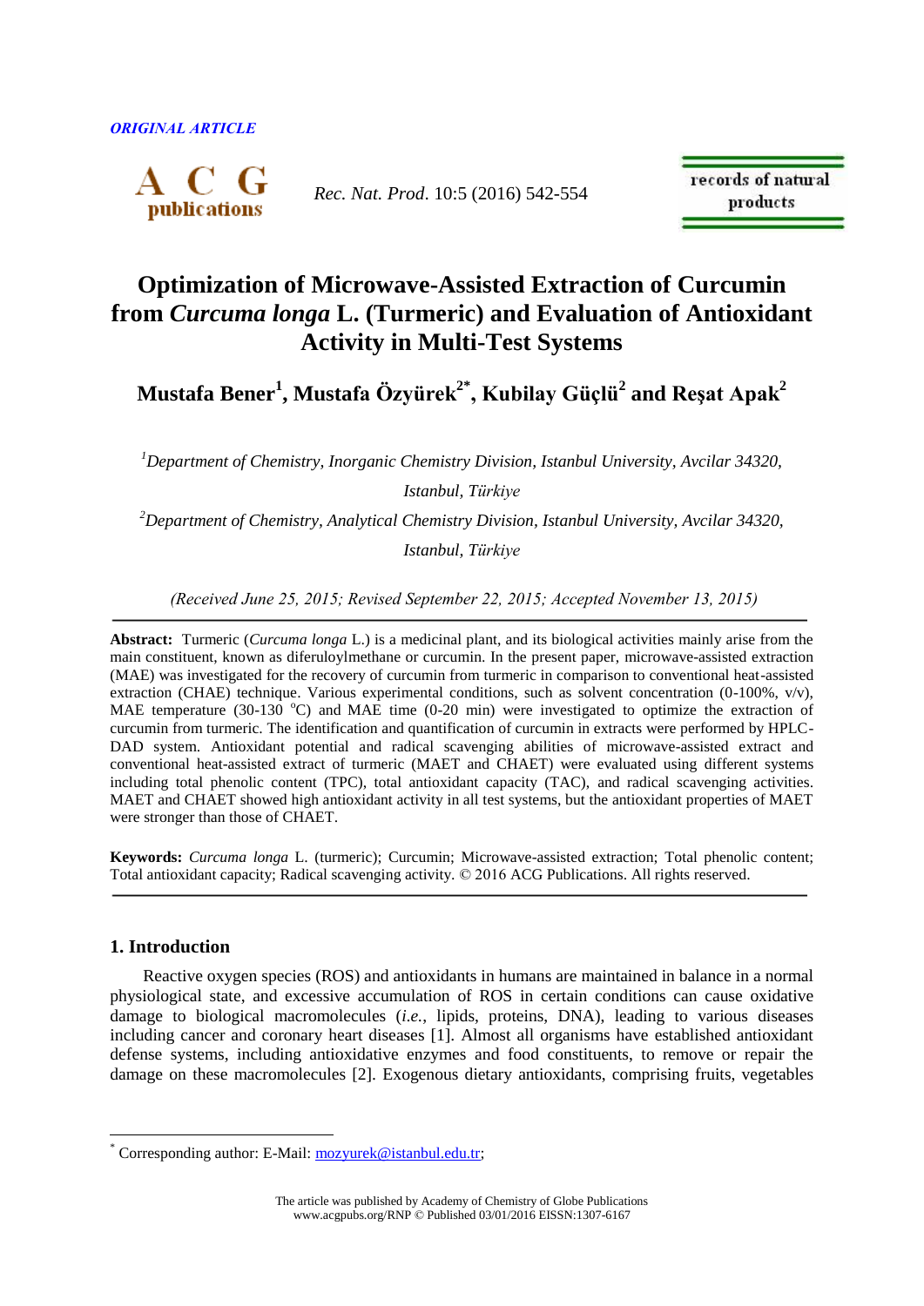*ORIGINAL ARTICLE*

# Optimization of Microwave-Assisted Extraction of Curcumin from *Curcuma longa* L. (Turmeric) and Evaluation of Antioxidant Activity in Multi-Test Systems

**Mustafa Bener[1], Mustafa Özyürek[2*], Kubilay Güçlü[2] and Reşat Apak[2]**

[1]*Department of Chemistry, Inorganic Chemistry Division, Istanbul University, Avcilar 34320, Istanbul, Türkiye*

[2]*Department of Chemistry, Analytical Chemistry Division, Istanbul University, Avcilar 34320, Istanbul, Türkiye*

*(Received June 25, 2015; Revised September 22, 2015; Accepted November 13, 2015)*

---

**Abstract:** Turmeric (*Curcuma longa* L.) is a medicinal plant, and its biological activities mainly arise from the main constituent, known as diferuloylmethane or curcumin. In the present paper, microwave-assisted extraction (MAE) was investigated for the recovery of curcumin from turmeric in comparison to conventional heat-assisted extraction (CHAE) technique. Various experimental conditions, such as solvent concentration (0-100%, v/v), MAE temperature (30-130 $^{o}$C) and MAE time (0-20 min) were investigated to optimize the extraction of curcumin from turmeric. The identification and quantification of curcumin in extracts were performed by HPLC-DAD system. Antioxidant potential and radical scavenging abilities of microwave-assisted extract and conventional heat-assisted extract of turmeric (MAET and CHAET) were evaluated using different systems including total phenolic content (TPC), total antioxidant capacity (TAC), and radical scavenging activities. MAET and CHAET showed high antioxidant activity in all test systems, but the antioxidant properties of MAET were stronger than those of CHAET.

**Keywords:** *Curcuma longa* L. (turmeric); Curcumin; Microwave-assisted extraction; Total phenolic content; Total antioxidant capacity; Radical scavenging activity. © 2016 ACG Publications. All rights reserved.

---

## 1. Introduction

Reactive oxygen species (ROS) and antioxidants in humans are maintained in balance in a normal physiological state, and excessive accumulation of ROS in certain conditions can cause oxidative damage to biological macromolecules (*i.e.*, lipids, proteins, DNA), leading to various diseases including cancer and coronary heart diseases [1]. Almost all organisms have established antioxidant defense systems, including antioxidative enzymes and food constituents, to remove or repair the damage on these macromolecules [2]. Exogenous dietary antioxidants, comprising fruits, vegetables

---

* Corresponding author: E-Mail: mozyurek@istanbul.edu.tr;

The article was published by Academy of Chemistry of Globe Publications
www.acgpubs.org/RNP © Published 03/01/2016 EISSN:1307-6167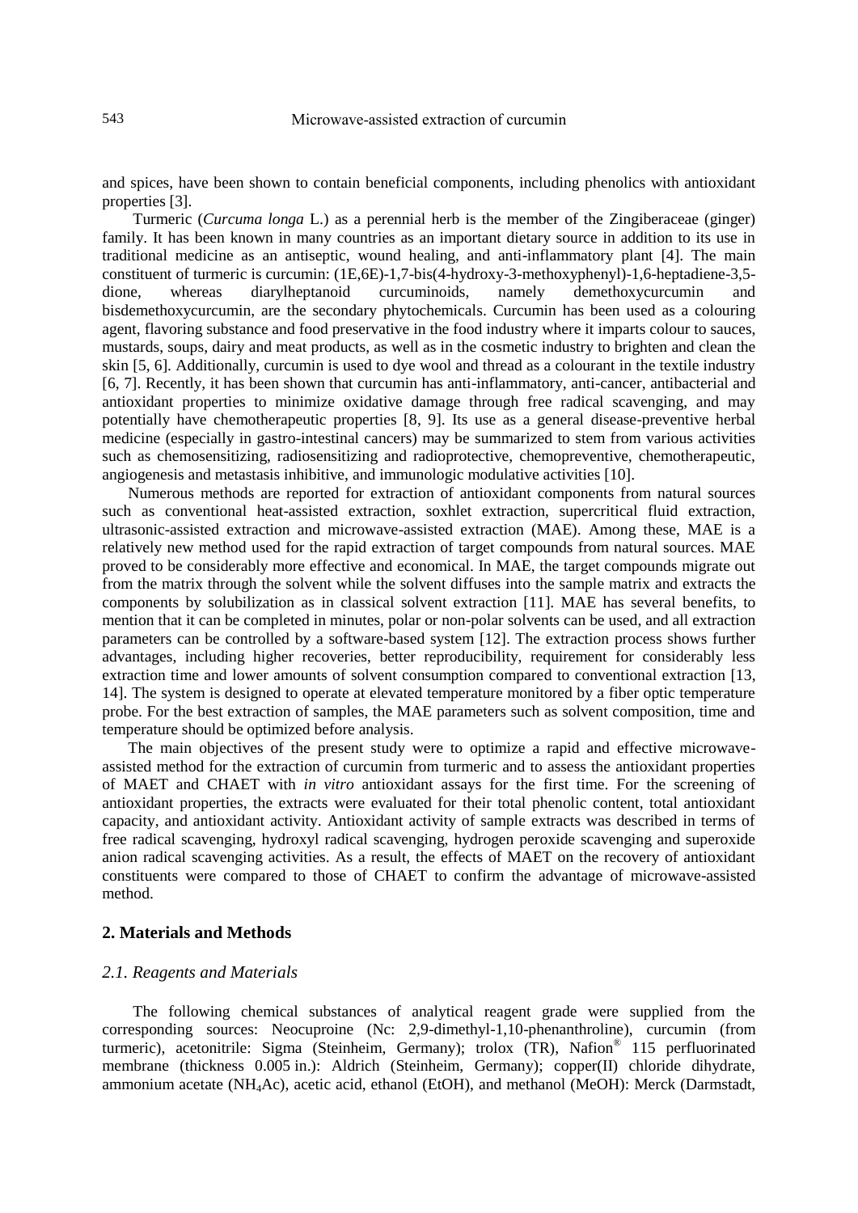and spices, have been shown to contain beneficial components, including phenolics with antioxidant properties [3].

Turmeric (*Curcuma longa* L.) as a perennial herb is the member of the Zingiberaceae (ginger) family. It has been known in many countries as an important dietary source in addition to its use in traditional medicine as an antiseptic, wound healing, and anti-inflammatory plant [4]. The main constituent of turmeric is curcumin: (1E,6E)-1,7-bis(4-hydroxy-3-methoxyphenyl)-1,6-heptadiene-3,5-dione, whereas diarylheptanoid curcuminoids, namely demethoxycurcumin and bisdemethoxycurcumin, are the secondary phytochemicals. Curcumin has been used as a colouring agent, flavoring substance and food preservative in the food industry where it imparts colour to sauces, mustards, soups, dairy and meat products, as well as in the cosmetic industry to brighten and clean the skin [5, 6]. Additionally, curcumin is used to dye wool and thread as a colourant in the textile industry [6, 7]. Recently, it has been shown that curcumin has anti-inflammatory, anti-cancer, antibacterial and antioxidant properties to minimize oxidative damage through free radical scavenging, and may potentially have chemotherapeutic properties [8, 9]. Its use as a general disease-preventive herbal medicine (especially in gastro-intestinal cancers) may be summarized to stem from various activities such as chemosensitizing, radiosensitizing and radioprotective, chemopreventive, chemotherapeutic, angiogenesis and metastasis inhibitive, and immunologic modulative activities [10].

Numerous methods are reported for extraction of antioxidant components from natural sources such as conventional heat-assisted extraction, soxhlet extraction, supercritical fluid extraction, ultrasonic-assisted extraction and microwave-assisted extraction (MAE). Among these, MAE is a relatively new method used for the rapid extraction of target compounds from natural sources. MAE proved to be considerably more effective and economical. In MAE, the target compounds migrate out from the matrix through the solvent while the solvent diffuses into the sample matrix and extracts the components by solubilization as in classical solvent extraction [11]. MAE has several benefits, to mention that it can be completed in minutes, polar or non-polar solvents can be used, and all extraction parameters can be controlled by a software-based system [12]. The extraction process shows further advantages, including higher recoveries, better reproducibility, requirement for considerably less extraction time and lower amounts of solvent consumption compared to conventional extraction [13, 14]. The system is designed to operate at elevated temperature monitored by a fiber optic temperature probe. For the best extraction of samples, the MAE parameters such as solvent composition, time and temperature should be optimized before analysis.

The main objectives of the present study were to optimize a rapid and effective microwave-assisted method for the extraction of curcumin from turmeric and to assess the antioxidant properties of MAET and CHAET with *in vitro* antioxidant assays for the first time. For the screening of antioxidant properties, the extracts were evaluated for their total phenolic content, total antioxidant capacity, and antioxidant activity. Antioxidant activity of sample extracts was described in terms of free radical scavenging, hydroxyl radical scavenging, hydrogen peroxide scavenging and superoxide anion radical scavenging activities. As a result, the effects of MAET on the recovery of antioxidant constituents were compared to those of CHAET to confirm the advantage of microwave-assisted method.

## 2. Materials and Methods

### *2.1. Reagents and Materials*

The following chemical substances of analytical reagent grade were supplied from the corresponding sources: Neocuproine (Nc: 2,9-dimethyl-1,10-phenanthroline), curcumin (from turmeric), acetonitrile: Sigma (Steinheim, Germany); trolox (TR), Nafion® 115 perfluorinated membrane (thickness 0.005 in.): Aldrich (Steinheim, Germany); copper(II) chloride dihydrate, ammonium acetate ($NH_4Ac$), acetic acid, ethanol (EtOH), and methanol (MeOH): Merck (Darmstadt,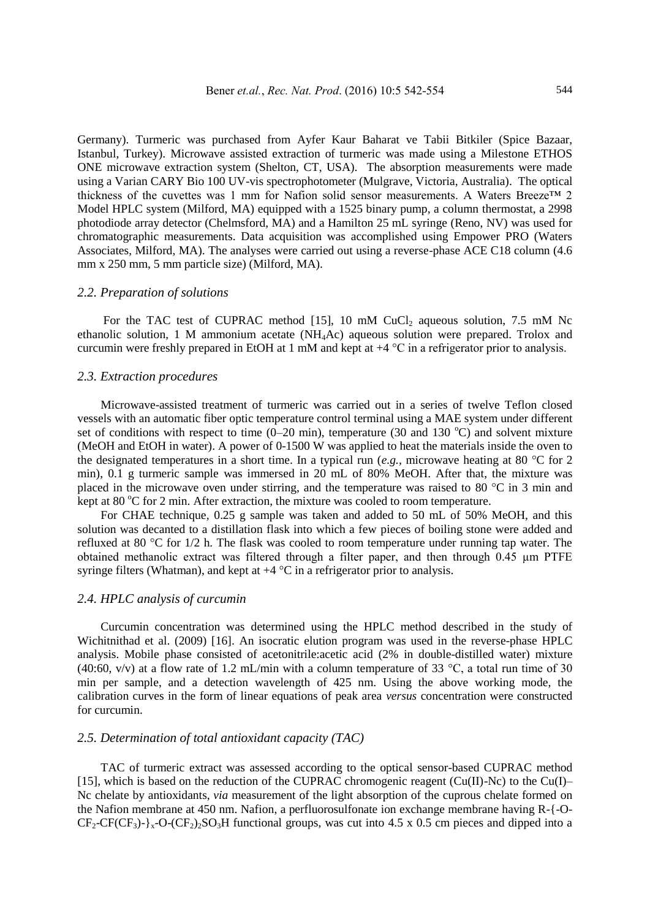Germany). Turmeric was purchased from Ayfer Kaur Baharat ve Tabii Bitkiler (Spice Bazaar, Istanbul, Turkey). Microwave assisted extraction of turmeric was made using a Milestone ETHOS ONE microwave extraction system (Shelton, CT, USA). The absorption measurements were made using a Varian CARY Bio 100 UV-vis spectrophotometer (Mulgrave, Victoria, Australia). The optical thickness of the cuvettes was 1 mm for Nafion solid sensor measurements. A Waters Breeze™ 2 Model HPLC system (Milford, MA) equipped with a 1525 binary pump, a column thermostat, a 2998 photodiode array detector (Chelmsford, MA) and a Hamilton 25 mL syringe (Reno, NV) was used for chromatographic measurements. Data acquisition was accomplished using Empower PRO (Waters Associates, Milford, MA). The analyses were carried out using a reverse-phase ACE C18 column (4.6 mm x 250 mm, 5 mm particle size) (Milford, MA).

### *2.2. Preparation of solutions*

For the TAC test of CUPRAC method [15], 10 mM $CuCl_2$ aqueous solution, 7.5 mM Nc ethanolic solution, 1 M ammonium acetate ($NH_4Ac$) aqueous solution were prepared. Trolox and curcumin were freshly prepared in EtOH at 1 mM and kept at +4 °C in a refrigerator prior to analysis.

### *2.3. Extraction procedures*

Microwave-assisted treatment of turmeric was carried out in a series of twelve Teflon closed vessels with an automatic fiber optic temperature control terminal using a MAE system under different set of conditions with respect to time (0–20 min), temperature (30 and 130 °C) and solvent mixture (MeOH and EtOH in water). A power of 0-1500 W was applied to heat the materials inside the oven to the designated temperatures in a short time. In a typical run (*e.g.*, microwave heating at 80 °C for 2 min), 0.1 g turmeric sample was immersed in 20 mL of 80% MeOH. After that, the mixture was placed in the microwave oven under stirring, and the temperature was raised to 80 °C in 3 min and kept at 80 °C for 2 min. After extraction, the mixture was cooled to room temperature.

For CHAE technique, 0.25 g sample was taken and added to 50 mL of 50% MeOH, and this solution was decanted to a distillation flask into which a few pieces of boiling stone were added and refluxed at 80 °C for 1/2 h. The flask was cooled to room temperature under running tap water. The obtained methanolic extract was filtered through a filter paper, and then through 0.45 μm PTFE syringe filters (Whatman), and kept at +4 °C in a refrigerator prior to analysis.

### *2.4. HPLC analysis of curcumin*

Curcumin concentration was determined using the HPLC method described in the study of Wichitnithad et al. (2009) [16]. An isocratic elution program was used in the reverse-phase HPLC analysis. Mobile phase consisted of acetonitrile:acetic acid (2% in double-distilled water) mixture (40:60, v/v) at a flow rate of 1.2 mL/min with a column temperature of 33 °C, a total run time of 30 min per sample, and a detection wavelength of 425 nm. Using the above working mode, the calibration curves in the form of linear equations of peak area *versus* concentration were constructed for curcumin.

### *2.5. Determination of total antioxidant capacity (TAC)*

TAC of turmeric extract was assessed according to the optical sensor-based CUPRAC method [15], which is based on the reduction of the CUPRAC chromogenic reagent (Cu(II)-Nc) to the Cu(I)–Nc chelate by antioxidants, *via* measurement of the light absorption of the cuprous chelate formed on the Nafion membrane at 450 nm. Nafion, a perfluorosulfonate ion exchange membrane having R-{-O-$CF_2$-$CF(CF_3)$-}$_x$-O-$(CF_2)_2SO_3H$ functional groups, was cut into 4.5 x 0.5 cm pieces and dipped into a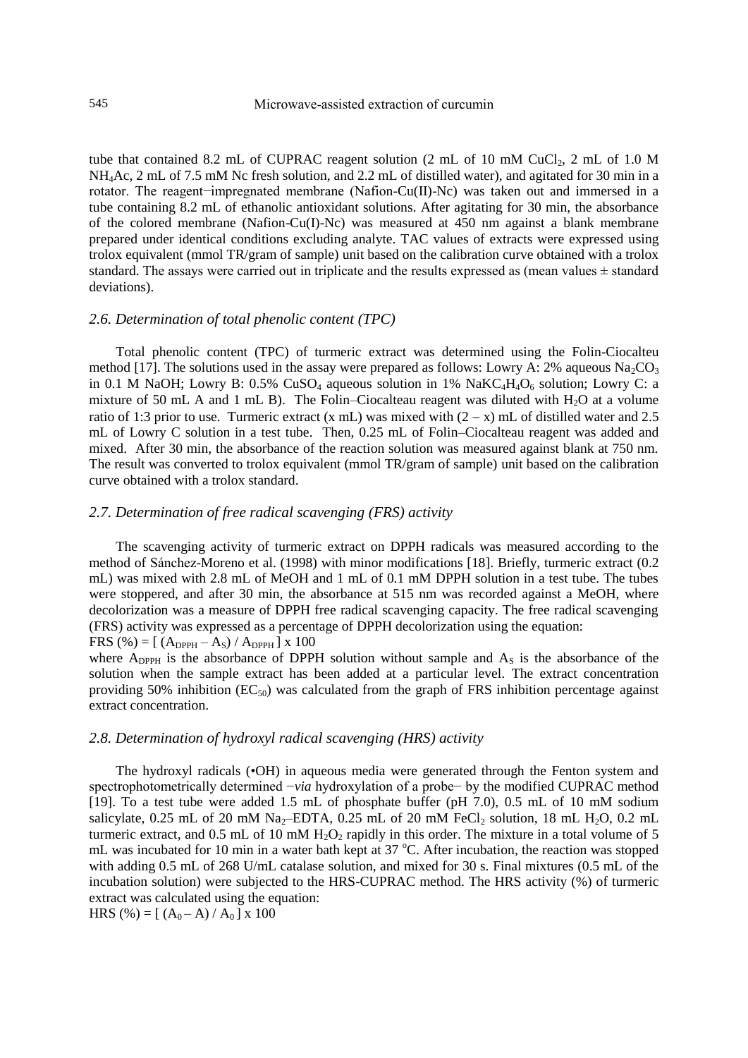tube that contained 8.2 mL of CUPRAC reagent solution (2 mL of 10 mM $CuCl_2$, 2 mL of 1.0 M $NH_4Ac$, 2 mL of 7.5 mM Nc fresh solution, and 2.2 mL of distilled water), and agitated for 30 min in a rotator. The reagent−impregnated membrane (Nafion-Cu(II)-Nc) was taken out and immersed in a tube containing 8.2 mL of ethanolic antioxidant solutions. After agitating for 30 min, the absorbance of the colored membrane (Nafion-Cu(I)-Nc) was measured at 450 nm against a blank membrane prepared under identical conditions excluding analyte. TAC values of extracts were expressed using trolox equivalent (mmol TR/gram of sample) unit based on the calibration curve obtained with a trolox standard. The assays were carried out in triplicate and the results expressed as (mean values ± standard deviations).

### *2.6. Determination of total phenolic content (TPC)*

Total phenolic content (TPC) of turmeric extract was determined using the Folin-Ciocalteu method [17]. The solutions used in the assay were prepared as follows: Lowry A: 2% aqueous $Na_2CO_3$ in 0.1 M NaOH; Lowry B: 0.5% $CuSO_4$ aqueous solution in 1% $NaKC_4H_4O_6$ solution; Lowry C: a mixture of 50 mL A and 1 mL B). The Folin–Ciocalteau reagent was diluted with $H_2O$ at a volume ratio of 1:3 prior to use. Turmeric extract (x mL) was mixed with (2 – x) mL of distilled water and 2.5 mL of Lowry C solution in a test tube. Then, 0.25 mL of Folin–Ciocalteau reagent was added and mixed. After 30 min, the absorbance of the reaction solution was measured against blank at 750 nm. The result was converted to trolox equivalent (mmol TR/gram of sample) unit based on the calibration curve obtained with a trolox standard.

### *2.7. Determination of free radical scavenging (FRS) activity*

The scavenging activity of turmeric extract on DPPH radicals was measured according to the method of Sánchez-Moreno et al. (1998) with minor modifications [18]. Briefly, turmeric extract (0.2 mL) was mixed with 2.8 mL of MeOH and 1 mL of 0.1 mM DPPH solution in a test tube. The tubes were stoppered, and after 30 min, the absorbance at 515 nm was recorded against a MeOH, where decolorization was a measure of DPPH free radical scavenging capacity. The free radical scavenging (FRS) activity was expressed as a percentage of DPPH decolorization using the equation:

$$FRS\ (\%) = [\ (A_{DPPH} - A_S) / A_{DPPH}\ ] \times 100$$

where $A_{DPPH}$ is the absorbance of DPPH solution without sample and $A_S$ is the absorbance of the solution when the sample extract has been added at a particular level. The extract concentration providing 50% inhibition ($EC_{50}$) was calculated from the graph of FRS inhibition percentage against extract concentration.

### *2.8. Determination of hydroxyl radical scavenging (HRS) activity*

The hydroxyl radicals (•OH) in aqueous media were generated through the Fenton system and spectrophotometrically determined −*via* hydroxylation of a probe− by the modified CUPRAC method [19]. To a test tube were added 1.5 mL of phosphate buffer (pH 7.0), 0.5 mL of 10 mM sodium salicylate, 0.25 mL of 20 mM $Na_2$–EDTA, 0.25 mL of 20 mM $FeCl_2$ solution, 18 mL $H_2O$, 0.2 mL turmeric extract, and 0.5 mL of 10 mM $H_2O_2$ rapidly in this order. The mixture in a total volume of 5 mL was incubated for 10 min in a water bath kept at 37 °C. After incubation, the reaction was stopped with adding 0.5 mL of 268 U/mL catalase solution, and mixed for 30 s. Final mixtures (0.5 mL of the incubation solution) were subjected to the HRS-CUPRAC method. The HRS activity (%) of turmeric extract was calculated using the equation:

$$HRS\ (\%) = [\ (A_0 - A) / A_0\ ] \times 100$$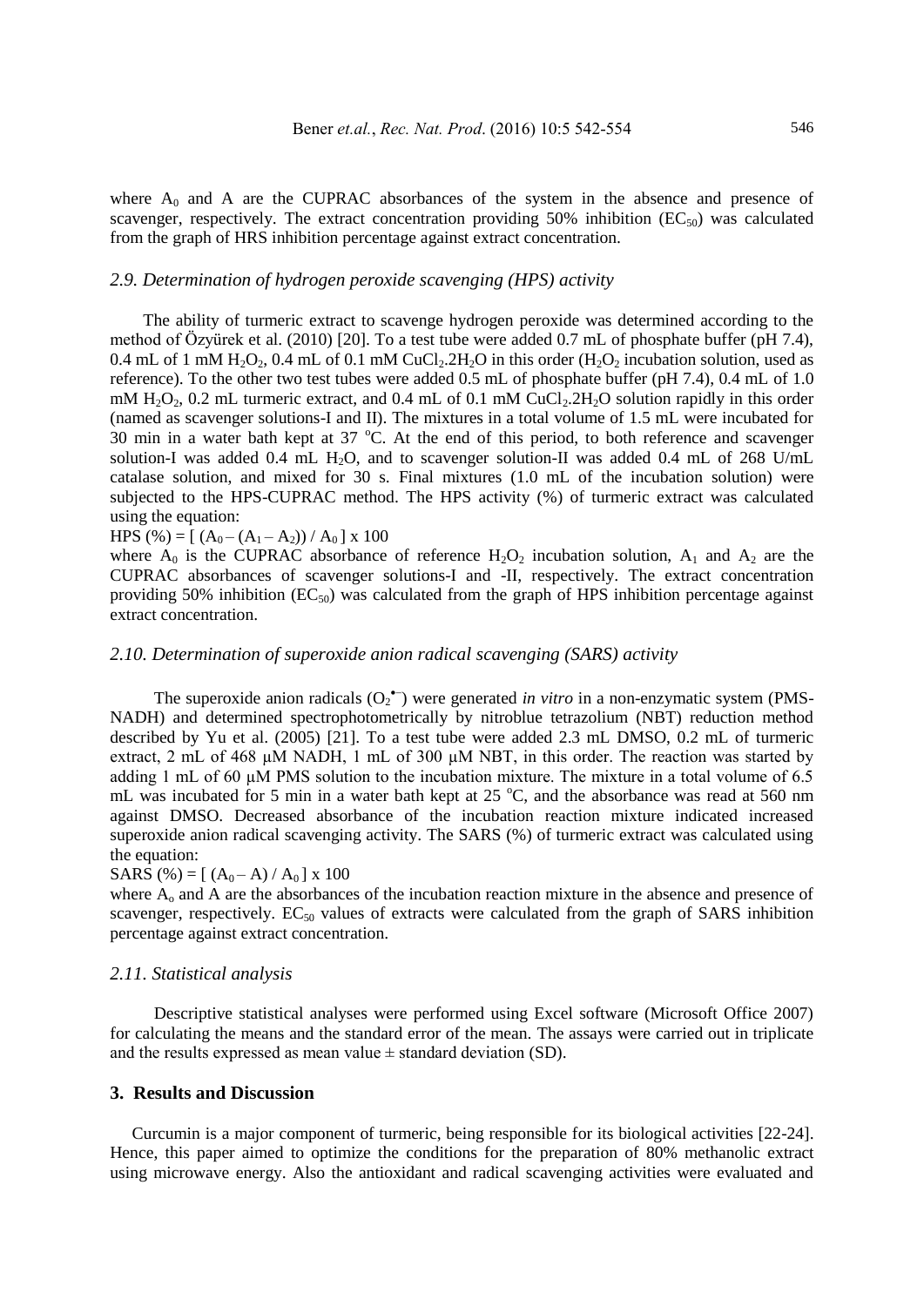where $A_0$ and A are the CUPRAC absorbances of the system in the absence and presence of scavenger, respectively. The extract concentration providing 50% inhibition ($EC_{50}$) was calculated from the graph of HRS inhibition percentage against extract concentration.

### *2.9. Determination of hydrogen peroxide scavenging (HPS) activity*

The ability of turmeric extract to scavenge hydrogen peroxide was determined according to the method of Özyürek et al. (2010) [20]. To a test tube were added 0.7 mL of phosphate buffer (pH 7.4), 0.4 mL of 1 mM $H_2O_2$, 0.4 mL of 0.1 mM $CuCl_2.2H_2O$ in this order ($H_2O_2$ incubation solution, used as reference). To the other two test tubes were added 0.5 mL of phosphate buffer (pH 7.4), 0.4 mL of 1.0 mM $H_2O_2$, 0.2 mL turmeric extract, and 0.4 mL of 0.1 mM $CuCl_2.2H_2O$ solution rapidly in this order (named as scavenger solutions-I and II). The mixtures in a total volume of 1.5 mL were incubated for 30 min in a water bath kept at 37 °C. At the end of this period, to both reference and scavenger solution-I was added 0.4 mL $H_2O$, and to scavenger solution-II was added 0.4 mL of 268 U/mL catalase solution, and mixed for 30 s. Final mixtures (1.0 mL of the incubation solution) were subjected to the HPS-CUPRAC method. The HPS activity (%) of turmeric extract was calculated using the equation:

$$HPS\,(\%) = [\,(A_0 - (A_1 - A_2))\,/\,A_0\,] \times 100$$

where $A_0$ is the CUPRAC absorbance of reference $H_2O_2$ incubation solution, $A_1$ and $A_2$ are the CUPRAC absorbances of scavenger solutions-I and -II, respectively. The extract concentration providing 50% inhibition ($EC_{50}$) was calculated from the graph of HPS inhibition percentage against extract concentration.

### *2.10. Determination of superoxide anion radical scavenging (SARS) activity*

The superoxide anion radicals ($O_2^{\bullet -}$) were generated *in vitro* in a non-enzymatic system (PMS-NADH) and determined spectrophotometrically by nitroblue tetrazolium (NBT) reduction method described by Yu et al. (2005) [21]. To a test tube were added 2.3 mL DMSO, 0.2 mL of turmeric extract, 2 mL of 468 μM NADH, 1 mL of 300 μM NBT, in this order. The reaction was started by adding 1 mL of 60 μM PMS solution to the incubation mixture. The mixture in a total volume of 6.5 mL was incubated for 5 min in a water bath kept at 25 °C, and the absorbance was read at 560 nm against DMSO. Decreased absorbance of the incubation reaction mixture indicated increased superoxide anion radical scavenging activity. The SARS (%) of turmeric extract was calculated using the equation:

$$SARS\,(\%) = [\,(A_0 - A)\,/\,A_0\,] \times 100$$

where $A_o$ and A are the absorbances of the incubation reaction mixture in the absence and presence of scavenger, respectively. $EC_{50}$ values of extracts were calculated from the graph of SARS inhibition percentage against extract concentration.

### *2.11. Statistical analysis*

Descriptive statistical analyses were performed using Excel software (Microsoft Office 2007) for calculating the means and the standard error of the mean. The assays were carried out in triplicate and the results expressed as mean value ± standard deviation (SD).

## 3. Results and Discussion

Curcumin is a major component of turmeric, being responsible for its biological activities [22-24]. Hence, this paper aimed to optimize the conditions for the preparation of 80% methanolic extract using microwave energy. Also the antioxidant and radical scavenging activities were evaluated and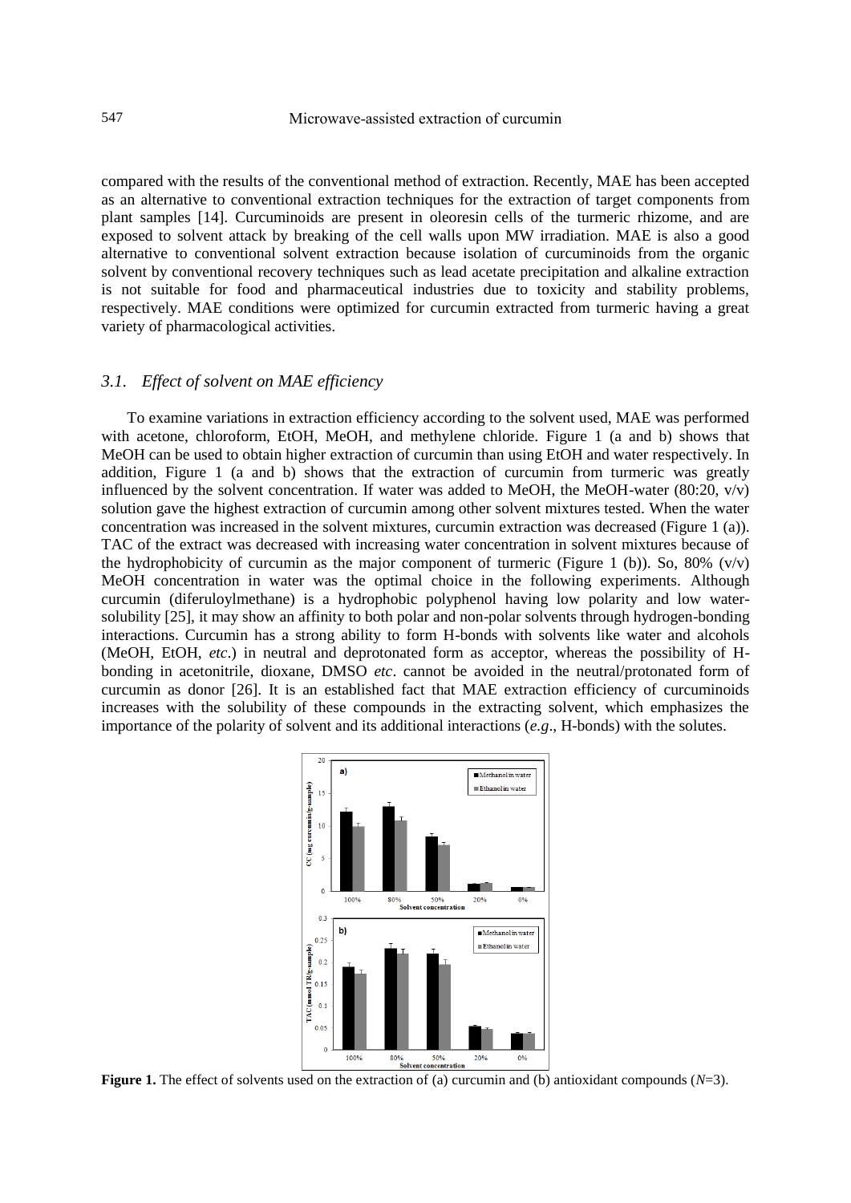compared with the results of the conventional method of extraction. Recently, MAE has been accepted as an alternative to conventional extraction techniques for the extraction of target components from plant samples [14]. Curcuminoids are present in oleoresin cells of the turmeric rhizome, and are exposed to solvent attack by breaking of the cell walls upon MW irradiation. MAE is also a good alternative to conventional solvent extraction because isolation of curcuminoids from the organic solvent by conventional recovery techniques such as lead acetate precipitation and alkaline extraction is not suitable for food and pharmaceutical industries due to toxicity and stability problems, respectively. MAE conditions were optimized for curcumin extracted from turmeric having a great variety of pharmacological activities.

### *3.1. Effect of solvent on MAE efficiency*

To examine variations in extraction efficiency according to the solvent used, MAE was performed with acetone, chloroform, EtOH, MeOH, and methylene chloride. Figure 1 (a and b) shows that MeOH can be used to obtain higher extraction of curcumin than using EtOH and water respectively. In addition, Figure 1 (a and b) shows that the extraction of curcumin from turmeric was greatly influenced by the solvent concentration. If water was added to MeOH, the MeOH-water (80:20, v/v) solution gave the highest extraction of curcumin among other solvent mixtures tested. When the water concentration was increased in the solvent mixtures, curcumin extraction was decreased (Figure 1 (a)). TAC of the extract was decreased with increasing water concentration in solvent mixtures because of the hydrophobicity of curcumin as the major component of turmeric (Figure 1 (b)). So, 80% (v/v) MeOH concentration in water was the optimal choice in the following experiments. Although curcumin (diferuloylmethane) is a hydrophobic polyphenol having low polarity and low water-solubility [25], it may show an affinity to both polar and non-polar solvents through hydrogen-bonding interactions. Curcumin has a strong ability to form H-bonds with solvents like water and alcohols (MeOH, EtOH, *etc*.) in neutral and deprotonated form as acceptor, whereas the possibility of H-bonding in acetonitrile, dioxane, DMSO *etc*. cannot be avoided in the neutral/protonated form of curcumin as donor [26]. It is an established fact that MAE extraction efficiency of curcuminoids increases with the solubility of these compounds in the extracting solvent, which emphasizes the importance of the polarity of solvent and its additional interactions (*e.g*., H-bonds) with the solutes.

**Figure 1.** The effect of solvents used on the extraction of (a) curcumin and (b) antioxidant compounds ($N$=3).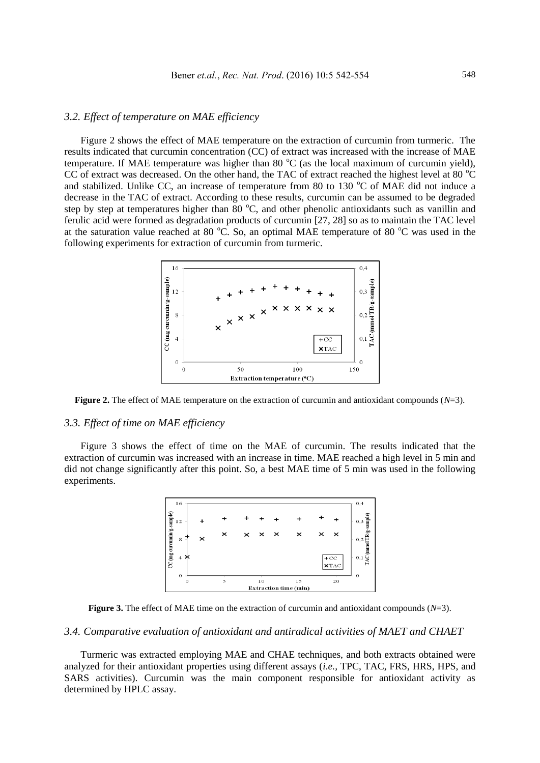### 3.2. Effect of temperature on MAE efficiency

Figure 2 shows the effect of MAE temperature on the extraction of curcumin from turmeric. The results indicated that curcumin concentration (CC) of extract was increased with the increase of MAE temperature. If MAE temperature was higher than 80 °C (as the local maximum of curcumin yield), CC of extract was decreased. On the other hand, the TAC of extract reached the highest level at 80 °C and stabilized. Unlike CC, an increase of temperature from 80 to 130 °C of MAE did not induce a decrease in the TAC of extract. According to these results, curcumin can be assumed to be degraded step by step at temperatures higher than 80 °C, and other phenolic antioxidants such as vanillin and ferulic acid were formed as degradation products of curcumin [27, 28] so as to maintain the TAC level at the saturation value reached at 80 °C. So, an optimal MAE temperature of 80 °C was used in the following experiments for extraction of curcumin from turmeric.

**Figure 2.** The effect of MAE temperature on the extraction of curcumin and antioxidant compounds (*N*=3).

### 3.3. Effect of time on MAE efficiency

Figure 3 shows the effect of time on the MAE of curcumin. The results indicated that the extraction of curcumin was increased with an increase in time. MAE reached a high level in 5 min and did not change significantly after this point. So, a best MAE time of 5 min was used in the following experiments.

**Figure 3.** The effect of MAE time on the extraction of curcumin and antioxidant compounds (*N*=3).

### 3.4. Comparative evaluation of antioxidant and antiradical activities of MAET and CHAET

Turmeric was extracted employing MAE and CHAE techniques, and both extracts obtained were analyzed for their antioxidant properties using different assays (*i.e.*, TPC, TAC, FRS, HRS, HPS, and SARS activities). Curcumin was the main component responsible for antioxidant activity as determined by HPLC assay.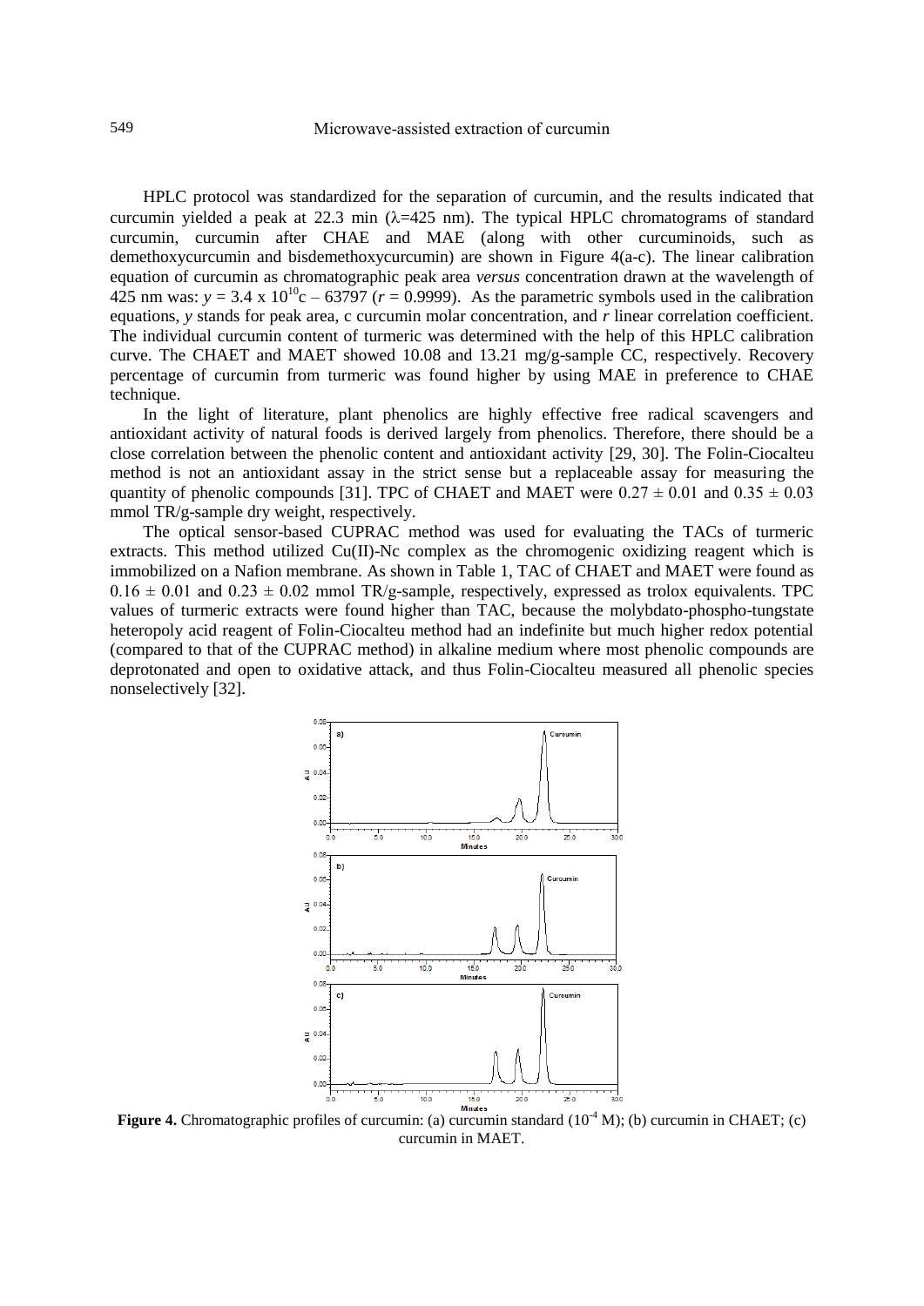HPLC protocol was standardized for the separation of curcumin, and the results indicated that curcumin yielded a peak at 22.3 min ($\lambda$=425 nm). The typical HPLC chromatograms of standard curcumin, curcumin after CHAE and MAE (along with other curcuminoids, such as demethoxycurcumin and bisdemethoxycurcumin) are shown in Figure 4(a-c). The linear calibration equation of curcumin as chromatographic peak area *versus* concentration drawn at the wavelength of 425 nm was: $y = 3.4 \times 10^{10}c - 63797$ ($r = 0.9999$). As the parametric symbols used in the calibration equations, *y* stands for peak area, c curcumin molar concentration, and *r* linear correlation coefficient. The individual curcumin content of turmeric was determined with the help of this HPLC calibration curve. The CHAET and MAET showed 10.08 and 13.21 mg/g-sample CC, respectively. Recovery percentage of curcumin from turmeric was found higher by using MAE in preference to CHAE technique.

In the light of literature, plant phenolics are highly effective free radical scavengers and antioxidant activity of natural foods is derived largely from phenolics. Therefore, there should be a close correlation between the phenolic content and antioxidant activity [29, 30]. The Folin-Ciocalteu method is not an antioxidant assay in the strict sense but a replaceable assay for measuring the quantity of phenolic compounds [31]. TPC of CHAET and MAET were $0.27 \pm 0.01$ and $0.35 \pm 0.03$ mmol TR/g-sample dry weight, respectively.

The optical sensor-based CUPRAC method was used for evaluating the TACs of turmeric extracts. This method utilized Cu(II)-Nc complex as the chromogenic oxidizing reagent which is immobilized on a Nafion membrane. As shown in Table 1, TAC of CHAET and MAET were found as $0.16 \pm 0.01$ and $0.23 \pm 0.02$ mmol TR/g-sample, respectively, expressed as trolox equivalents. TPC values of turmeric extracts were found higher than TAC, because the molybdato-phospho-tungstate heteropoly acid reagent of Folin-Ciocalteu method had an indefinite but much higher redox potential (compared to that of the CUPRAC method) in alkaline medium where most phenolic compounds are deprotonated and open to oxidative attack, and thus Folin-Ciocalteu measured all phenolic species nonselectively [32].

**Figure 4.** Chromatographic profiles of curcumin: (a) curcumin standard ($10^{-4}$ M); (b) curcumin in CHAET; (c) curcumin in MAET.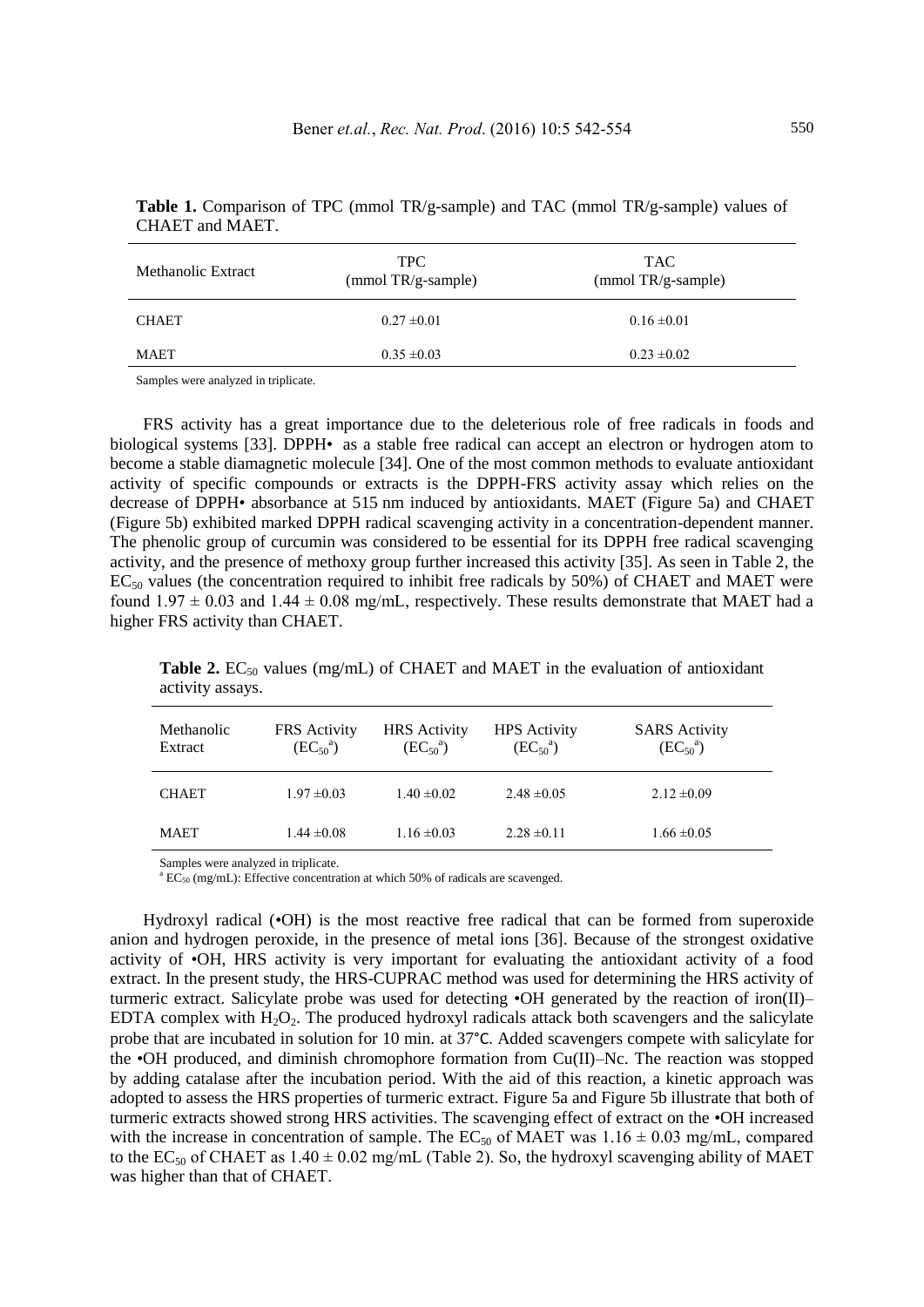**Table 1.** Comparison of TPC (mmol TR/g-sample) and TAC (mmol TR/g-sample) values of CHAET and MAET.

| Methanolic Extract | TPC (mmol TR/g-sample) | TAC (mmol TR/g-sample) |
|---|---|---|
| CHAET | 0.27 ±0.01 | 0.16 ±0.01 |
| MAET | 0.35 ±0.03 | 0.23 ±0.02 |

Samples were analyzed in triplicate.

FRS activity has a great importance due to the deleterious role of free radicals in foods and biological systems [33]. DPPH• as a stable free radical can accept an electron or hydrogen atom to become a stable diamagnetic molecule [34]. One of the most common methods to evaluate antioxidant activity of specific compounds or extracts is the DPPH-FRS activity assay which relies on the decrease of DPPH• absorbance at 515 nm induced by antioxidants. MAET (Figure 5a) and CHAET (Figure 5b) exhibited marked DPPH radical scavenging activity in a concentration-dependent manner. The phenolic group of curcumin was considered to be essential for its DPPH free radical scavenging activity, and the presence of methoxy group further increased this activity [35]. As seen in Table 2, the $EC_{50}$ values (the concentration required to inhibit free radicals by 50%) of CHAET and MAET were found $1.97 \pm 0.03$ and $1.44 \pm 0.08$ mg/mL, respectively. These results demonstrate that MAET had a higher FRS activity than CHAET.

**Table 2.** $EC_{50}$ values (mg/mL) of CHAET and MAET in the evaluation of antioxidant activity assays.

| Methanolic Extract | FRS Activity ($EC_{50}$[a]) | HRS Activity ($EC_{50}$[a]) | HPS Activity ($EC_{50}$[a]) | SARS Activity ($EC_{50}$[a]) |
|---|---|---|---|---|
| CHAET | 1.97 ±0.03 | 1.40 ±0.02 | 2.48 ±0.05 | 2.12 ±0.09 |
| MAET | 1.44 ±0.08 | 1.16 ±0.03 | 2.28 ±0.11 | 1.66 ±0.05 |

Samples were analyzed in triplicate.

[a] $EC_{50}$ (mg/mL): Effective concentration at which 50% of radicals are scavenged.

Hydroxyl radical (•OH) is the most reactive free radical that can be formed from superoxide anion and hydrogen peroxide, in the presence of metal ions [36]. Because of the strongest oxidative activity of •OH, HRS activity is very important for evaluating the antioxidant activity of a food extract. In the present study, the HRS-CUPRAC method was used for determining the HRS activity of turmeric extract. Salicylate probe was used for detecting •OH generated by the reaction of iron(II)–EDTA complex with $H_2O_2$. The produced hydroxyl radicals attack both scavengers and the salicylate probe that are incubated in solution for 10 min. at 37°C. Added scavengers compete with salicylate for the •OH produced, and diminish chromophore formation from Cu(II)–Nc. The reaction was stopped by adding catalase after the incubation period. With the aid of this reaction, a kinetic approach was adopted to assess the HRS properties of turmeric extract. Figure 5a and Figure 5b illustrate that both of turmeric extracts showed strong HRS activities. The scavenging effect of extract on the •OH increased with the increase in concentration of sample. The $EC_{50}$ of MAET was $1.16 \pm 0.03$ mg/mL, compared to the $EC_{50}$ of CHAET as $1.40 \pm 0.02$ mg/mL (Table 2). So, the hydroxyl scavenging ability of MAET was higher than that of CHAET.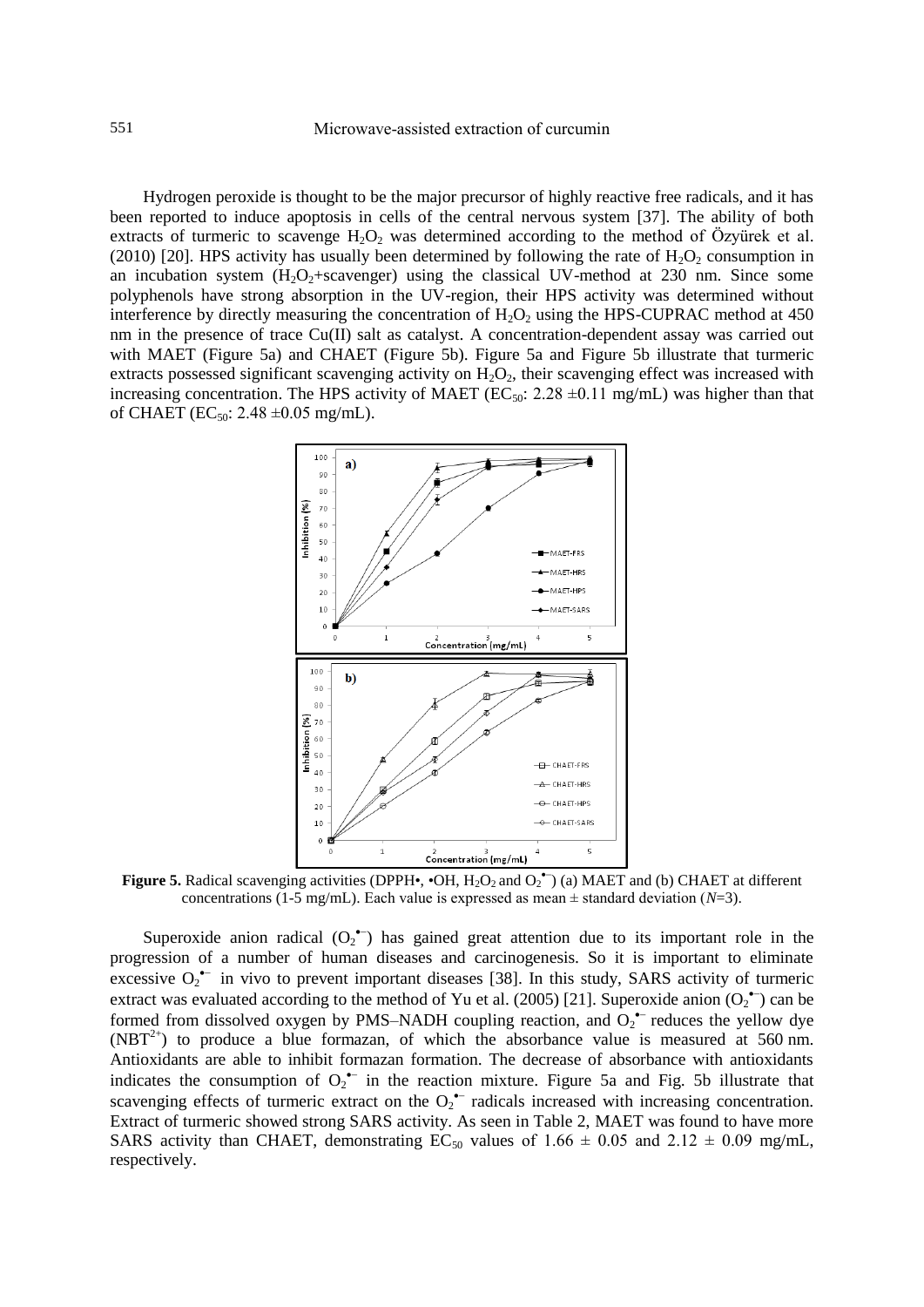Hydrogen peroxide is thought to be the major precursor of highly reactive free radicals, and it has been reported to induce apoptosis in cells of the central nervous system [37]. The ability of both extracts of turmeric to scavenge $H_2O_2$ was determined according to the method of Özyürek et al. (2010) [20]. HPS activity has usually been determined by following the rate of $H_2O_2$ consumption in an incubation system ($H_2O_2$+scavenger) using the classical UV-method at 230 nm. Since some polyphenols have strong absorption in the UV-region, their HPS activity was determined without interference by directly measuring the concentration of $H_2O_2$ using the HPS-CUPRAC method at 450 nm in the presence of trace Cu(II) salt as catalyst. A concentration-dependent assay was carried out with MAET (Figure 5a) and CHAET (Figure 5b). Figure 5a and Figure 5b illustrate that turmeric extracts possessed significant scavenging activity on $H_2O_2$, their scavenging effect was increased with increasing concentration. The HPS activity of MAET ($EC_{50}$: 2.28 ±0.11 mg/mL) was higher than that of CHAET ($EC_{50}$: 2.48 ±0.05 mg/mL).

**Figure 5.** Radical scavenging activities (DPPH•, •OH, $H_2O_2$ and $O_2^{•-}$) (a) MAET and (b) CHAET at different concentrations (1-5 mg/mL). Each value is expressed as mean ± standard deviation (*N*=3).

Superoxide anion radical ($O_2^{•-}$) has gained great attention due to its important role in the progression of a number of human diseases and carcinogenesis. So it is important to eliminate excessive $O_2^{•-}$ in vivo to prevent important diseases [38]. In this study, SARS activity of turmeric extract was evaluated according to the method of Yu et al. (2005) [21]. Superoxide anion ($O_2^{•-}$) can be formed from dissolved oxygen by PMS–NADH coupling reaction, and $O_2^{•-}$ reduces the yellow dye ($NBT^{2+}$) to produce a blue formazan, of which the absorbance value is measured at 560 nm. Antioxidants are able to inhibit formazan formation. The decrease of absorbance with antioxidants indicates the consumption of $O_2^{•-}$ in the reaction mixture. Figure 5a and Fig. 5b illustrate that scavenging effects of turmeric extract on the $O_2^{•-}$ radicals increased with increasing concentration. Extract of turmeric showed strong SARS activity. As seen in Table 2, MAET was found to have more SARS activity than CHAET, demonstrating $EC_{50}$ values of 1.66 ± 0.05 and 2.12 ± 0.09 mg/mL, respectively.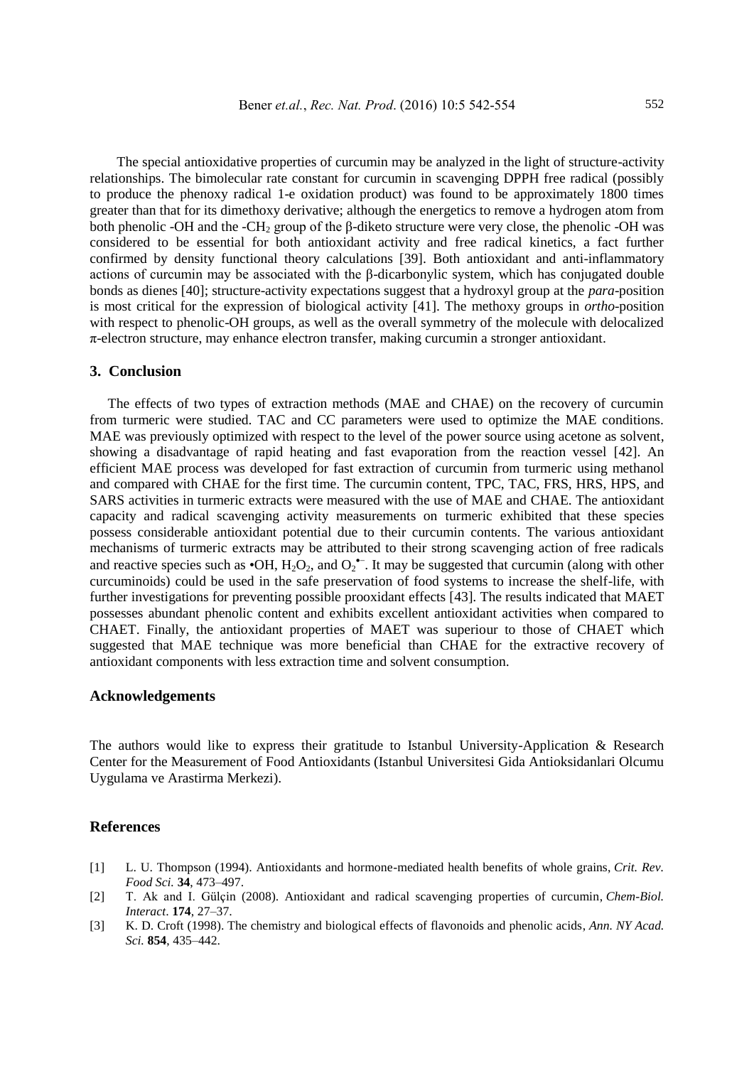The special antioxidative properties of curcumin may be analyzed in the light of structure-activity relationships. The bimolecular rate constant for curcumin in scavenging DPPH free radical (possibly to produce the phenoxy radical 1-e oxidation product) was found to be approximately 1800 times greater than that for its dimethoxy derivative; although the energetics to remove a hydrogen atom from both phenolic -OH and the -$CH_2$ group of the β-diketo structure were very close, the phenolic -OH was considered to be essential for both antioxidant activity and free radical kinetics, a fact further confirmed by density functional theory calculations [39]. Both antioxidant and anti-inflammatory actions of curcumin may be associated with the β-dicarbonylic system, which has conjugated double bonds as dienes [40]; structure-activity expectations suggest that a hydroxyl group at the *para*-position is most critical for the expression of biological activity [41]. The methoxy groups in *ortho*-position with respect to phenolic-OH groups, as well as the overall symmetry of the molecule with delocalized π-electron structure, may enhance electron transfer, making curcumin a stronger antioxidant.

## 3. Conclusion

The effects of two types of extraction methods (MAE and CHAE) on the recovery of curcumin from turmeric were studied. TAC and CC parameters were used to optimize the MAE conditions. MAE was previously optimized with respect to the level of the power source using acetone as solvent, showing a disadvantage of rapid heating and fast evaporation from the reaction vessel [42]. An efficient MAE process was developed for fast extraction of curcumin from turmeric using methanol and compared with CHAE for the first time. The curcumin content, TPC, TAC, FRS, HRS, HPS, and SARS activities in turmeric extracts were measured with the use of MAE and CHAE. The antioxidant capacity and radical scavenging activity measurements on turmeric exhibited that these species possess considerable antioxidant potential due to their curcumin contents. The various antioxidant mechanisms of turmeric extracts may be attributed to their strong scavenging action of free radicals and reactive species such as •OH, $H_2O_2$, and $O_2^{\bullet-}$. It may be suggested that curcumin (along with other curcuminoids) could be used in the safe preservation of food systems to increase the shelf-life, with further investigations for preventing possible prooxidant effects [43]. The results indicated that MAET possesses abundant phenolic content and exhibits excellent antioxidant activities when compared to CHAET. Finally, the antioxidant properties of MAET was superiour to those of CHAET which suggested that MAE technique was more beneficial than CHAE for the extractive recovery of antioxidant components with less extraction time and solvent consumption.

## Acknowledgements

The authors would like to express their gratitude to Istanbul University-Application & Research Center for the Measurement of Food Antioxidants (Istanbul Universitesi Gida Antioksidanlari Olcumu Uygulama ve Arastirma Merkezi).

## References

[1] L. U. Thompson (1994). Antioxidants and hormone-mediated health benefits of whole grains, *Crit. Rev. Food Sci.* **34**, 473–497.

[2] T. Ak and I. Gülçin (2008). Antioxidant and radical scavenging properties of curcumin, *Chem-Biol. Interact*. **174**, 27–37.

[3] K. D. Croft (1998). The chemistry and biological effects of flavonoids and phenolic acids, *Ann. NY Acad. Sci.* **854**, 435–442.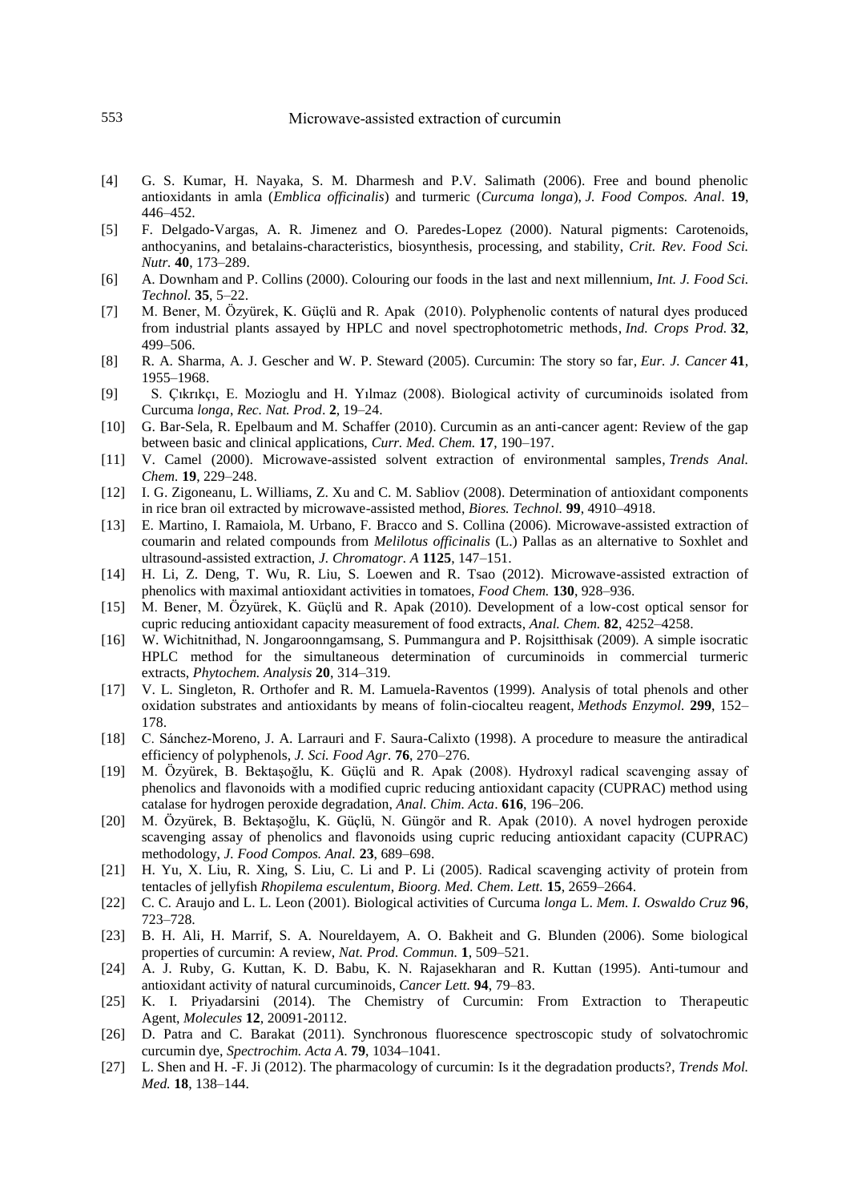[4] G. S. Kumar, H. Nayaka, S. M. Dharmesh and P.V. Salimath (2006). Free and bound phenolic antioxidants in amla (*Emblica officinalis*) and turmeric (*Curcuma longa*), *J. Food Compos. Anal*. **19**, 446–452.

[5] F. Delgado-Vargas, A. R. Jimenez and O. Paredes-Lopez (2000). Natural pigments: Carotenoids, anthocyanins, and betalains-characteristics, biosynthesis, processing, and stability, *Crit. Rev. Food Sci. Nutr.* **40**, 173–289.

[6] A. Downham and P. Collins (2000). Colouring our foods in the last and next millennium, *Int. J. Food Sci. Technol.* **35**, 5–22.

[7] M. Bener, M. Özyürek, K. Güçlü and R. Apak (2010). Polyphenolic contents of natural dyes produced from industrial plants assayed by HPLC and novel spectrophotometric methods, *Ind. Crops Prod.* **32**, 499–506.

[8] R. A. Sharma, A. J. Gescher and W. P. Steward (2005). Curcumin: The story so far, *Eur. J. Cancer* **41**, 1955–1968.

[9] S. Çıkrıkçı, E. Mozioglu and H. Yılmaz (2008). Biological activity of curcuminoids isolated from Curcuma *longa*, *Rec. Nat. Prod*. **2**, 19–24.

[10] G. Bar-Sela, R. Epelbaum and M. Schaffer (2010). Curcumin as an anti-cancer agent: Review of the gap between basic and clinical applications, *Curr. Med. Chem.* **17**, 190–197.

[11] V. Camel (2000). Microwave-assisted solvent extraction of environmental samples, *Trends Anal. Chem.* **19**, 229–248.

[12] I. G. Zigoneanu, L. Williams, Z. Xu and C. M. Sabliov (2008). Determination of antioxidant components in rice bran oil extracted by microwave-assisted method, *Biores. Technol.* **99**, 4910–4918.

[13] E. Martino, I. Ramaiola, M. Urbano, F. Bracco and S. Collina (2006). Microwave-assisted extraction of coumarin and related compounds from *Melilotus officinalis* (L.) Pallas as an alternative to Soxhlet and ultrasound-assisted extraction, *J. Chromatogr. A* **1125**, 147–151.

[14] H. Li, Z. Deng, T. Wu, R. Liu, S. Loewen and R. Tsao (2012). Microwave-assisted extraction of phenolics with maximal antioxidant activities in tomatoes, *Food Chem.* **130**, 928–936.

[15] M. Bener, M. Özyürek, K. Güçlü and R. Apak (2010). Development of a low-cost optical sensor for cupric reducing antioxidant capacity measurement of food extracts, *Anal. Chem.* **82**, 4252–4258.

[16] W. Wichitnithad, N. Jongaroonngamsang, S. Pummangura and P. Rojsitthisak (2009). A simple isocratic HPLC method for the simultaneous determination of curcuminoids in commercial turmeric extracts, *Phytochem. Analysis* **20**, 314–319.

[17] V. L. Singleton, R. Orthofer and R. M. Lamuela-Raventos (1999). Analysis of total phenols and other oxidation substrates and antioxidants by means of folin-ciocalteu reagent, *Methods Enzymol.* **299**, 152–178.

[18] C. Sánchez-Moreno, J. A. Larrauri and F. Saura-Calixto (1998). A procedure to measure the antiradical efficiency of polyphenols, *J. Sci. Food Agr*. **76**, 270–276.

[19] M. Özyürek, B. Bektaşoğlu, K. Güçlü and R. Apak (2008). Hydroxyl radical scavenging assay of phenolics and flavonoids with a modified cupric reducing antioxidant capacity (CUPRAC) method using catalase for hydrogen peroxide degradation, *Anal. Chim. Acta*. **616**, 196–206.

[20] M. Özyürek, B. Bektaşoğlu, K. Güçlü, N. Güngör and R. Apak (2010). A novel hydrogen peroxide scavenging assay of phenolics and flavonoids using cupric reducing antioxidant capacity (CUPRAC) methodology, *J. Food Compos. Anal.* **23**, 689–698.

[21] H. Yu, X. Liu, R. Xing, S. Liu, C. Li and P. Li (2005). Radical scavenging activity of protein from tentacles of jellyfish *Rhopilema esculentum*, *Bioorg. Med. Chem. Lett.* **15**, 2659–2664.

[22] C. C. Araujo and L. L. Leon (2001). Biological activities of Curcuma *longa* L. *Mem. I. Oswaldo Cruz* **96**, 723–728.

[23] B. H. Ali, H. Marrif, S. A. Noureldayem, A. O. Bakheit and G. Blunden (2006). Some biological properties of curcumin: A review, *Nat. Prod. Commun.* **1**, 509–521.

[24] A. J. Ruby, G. Kuttan, K. D. Babu, K. N. Rajasekharan and R. Kuttan (1995). Anti-tumour and antioxidant activity of natural curcuminoids, *Cancer Lett.* **94**, 79–83.

[25] K. I. Priyadarsini (2014). The Chemistry of Curcumin: From Extraction to Therapeutic Agent, *Molecules* **12**, 20091-20112.

[26] D. Patra and C. Barakat (2011). Synchronous fluorescence spectroscopic study of solvatochromic curcumin dye, *Spectrochim. Acta A*. **79**, 1034–1041.

[27] L. Shen and H. -F. Ji (2012). The pharmacology of curcumin: Is it the degradation products?, *Trends Mol. Med.* **18**, 138–144.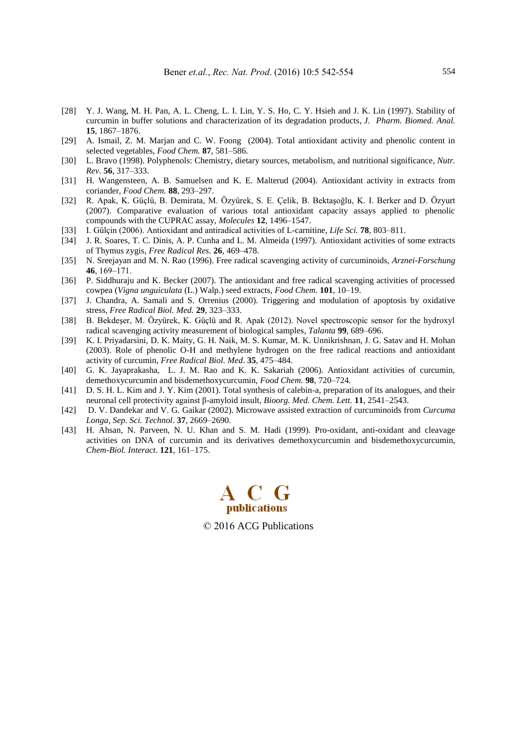[28] Y. J. Wang, M. H. Pan, A. L. Cheng, L. I. Lin, Y. S. Ho, C. Y. Hsieh and J. K. Lin (1997). Stability of curcumin in buffer solutions and characterization of its degradation products, *J. Pharm. Biomed. Anal.* **15**, 1867–1876.

[29] A. Ismail, Z. M. Marjan and C. W. Foong (2004). Total antioxidant activity and phenolic content in selected vegetables, *Food Chem.* **87**, 581–586.

[30] L. Bravo (1998). Polyphenols: Chemistry, dietary sources, metabolism, and nutritional significance, *Nutr. Rev.* **56**, 317–333.

[31] H. Wangensteen, A. B. Samuelsen and K. E. Malterud (2004). Antioxidant activity in extracts from coriander, *Food Chem.* **88**, 293–297.

[32] R. Apak, K. Güçlü, B. Demirata, M. Özyürek, S. E. Çelik, B. Bektaşoğlu, K. I. Berker and D. Özyurt (2007). Comparative evaluation of various total antioxidant capacity assays applied to phenolic compounds with the CUPRAC assay, *Molecules* **12**, 1496–1547.

[33] I. Gülçin (2006). Antioxidant and antiradical activities of L-carnitine, *Life Sci.* **78**, 803–811.

[34] J. R. Soares, T. C. Dinis, A. P. Cunha and L. M. Almeida (1997). Antioxidant activities of some extracts of Thymus zygis, *Free Radical Res.* **26**, 469–478.

[35] N. Sreejayan and M. N. Rao (1996). Free radical scavenging activity of curcuminoids, *Arznei-Forschung* **46**, 169–171.

[36] P. Siddhuraju and K. Becker (2007). The antioxidant and free radical scavenging activities of processed cowpea (*Vigna unguiculata* (L.) Walp.) seed extracts, *Food Chem.* **101**, 10–19.

[37] J. Chandra, A. Samali and S. Orrenius (2000). Triggering and modulation of apoptosis by oxidative stress, *Free Radical Biol. Med.* **29**, 323–333.

[38] B. Bekdeşer, M. Özyürek, K. Güçlü and R. Apak (2012). Novel spectroscopic sensor for the hydroxyl radical scavenging activity measurement of biological samples, *Talanta* **99**, 689–696.

[39] K. I. Priyadarsini, D. K. Maity, G. H. Naik, M. S. Kumar, M. K. Unnikrishnan, J. G. Satav and H. Mohan (2003). Role of phenolic O-H and methylene hydrogen on the free radical reactions and antioxidant activity of curcumin, *Free Radical Biol. Med*. **35**, 475–484.

[40] G. K. Jayaprakasha, L. J. M. Rao and K. K. Sakariah (2006). Antioxidant activities of curcumin, demethoxycurcumin and bisdemethoxycurcumin, *Food Chem.* **98**, 720–724.

[41] D. S. H. L. Kim and J. Y. Kim (2001). Total synthesis of calebin-a, preparation of its analogues, and their neuronal cell protectivity against β-amyloid insult, *Bioorg. Med. Chem. Lett.* **11**, 2541–2543.

[42] D. V. Dandekar and V. G. Gaikar (2002). Microwave assisted extraction of curcuminoids from *Curcuma Longa*, *Sep. Sci. Technol*. **37**, 2669–2690.

[43] H. Ahsan, N. Parveen, N. U. Khan and S. M. Hadi (1999). Pro-oxidant, anti-oxidant and cleavage activities on DNA of curcumin and its derivatives demethoxycurcumin and bisdemethoxycurcumin, *Chem-Biol. Interact*. **121**, 161–175.

A C G publications

© 2016 ACG Publications